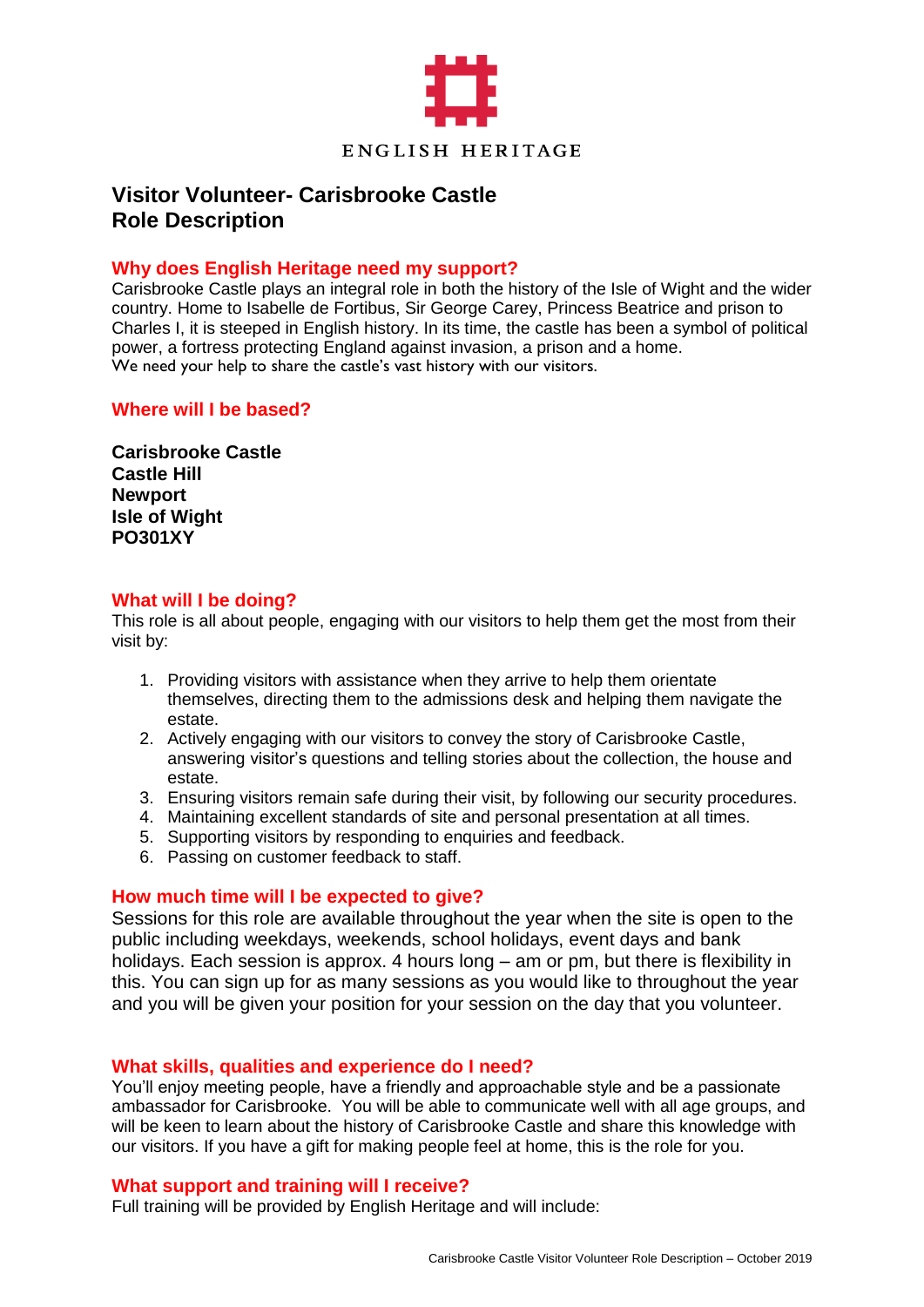ENGLISH HERITAGE

# Visitor Volunteer- Carisbrooke Castle
# Role Description

## Why does English Heritage need my support?

Carisbrooke Castle plays an integral role in both the history of the Isle of Wight and the wider country. Home to Isabelle de Fortibus, Sir George Carey, Princess Beatrice and prison to Charles I, it is steeped in English history. In its time, the castle has been a symbol of political power, a fortress protecting England against invasion, a prison and a home.
We need your help to share the castle's vast history with our visitors.

## Where will I be based?

**Carisbrooke Castle**
**Castle Hill**
**Newport**
**Isle of Wight**
**PO301XY**

## What will I be doing?

This role is all about people, engaging with our visitors to help them get the most from their visit by:

1. Providing visitors with assistance when they arrive to help them orientate themselves, directing them to the admissions desk and helping them navigate the estate.
2. Actively engaging with our visitors to convey the story of Carisbrooke Castle, answering visitor's questions and telling stories about the collection, the house and estate.
3. Ensuring visitors remain safe during their visit, by following our security procedures.
4. Maintaining excellent standards of site and personal presentation at all times.
5. Supporting visitors by responding to enquiries and feedback.
6. Passing on customer feedback to staff.

## How much time will I be expected to give?

Sessions for this role are available throughout the year when the site is open to the public including weekdays, weekends, school holidays, event days and bank holidays. Each session is approx. 4 hours long – am or pm, but there is flexibility in this. You can sign up for as many sessions as you would like to throughout the year and you will be given your position for your session on the day that you volunteer.

## What skills, qualities and experience do I need?

You'll enjoy meeting people, have a friendly and approachable style and be a passionate ambassador for Carisbrooke. You will be able to communicate well with all age groups, and will be keen to learn about the history of Carisbrooke Castle and share this knowledge with our visitors. If you have a gift for making people feel at home, this is the role for you.

## What support and training will I receive?

Full training will be provided by English Heritage and will include: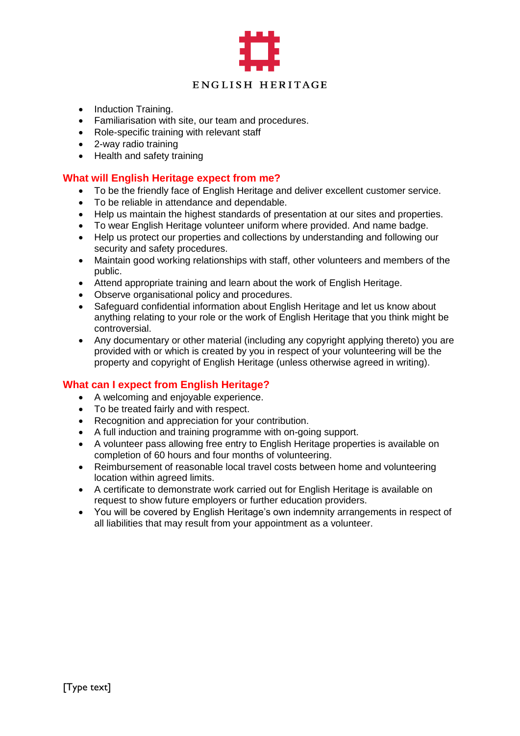ENGLISH HERITAGE

- Induction Training.
- Familiarisation with site, our team and procedures.
- Role-specific training with relevant staff
- 2-way radio training
- Health and safety training

## What will English Heritage expect from me?

- To be the friendly face of English Heritage and deliver excellent customer service.
- To be reliable in attendance and dependable.
- Help us maintain the highest standards of presentation at our sites and properties.
- To wear English Heritage volunteer uniform where provided. And name badge.
- Help us protect our properties and collections by understanding and following our security and safety procedures.
- Maintain good working relationships with staff, other volunteers and members of the public.
- Attend appropriate training and learn about the work of English Heritage.
- Observe organisational policy and procedures.
- Safeguard confidential information about English Heritage and let us know about anything relating to your role or the work of English Heritage that you think might be controversial.
- Any documentary or other material (including any copyright applying thereto) you are provided with or which is created by you in respect of your volunteering will be the property and copyright of English Heritage (unless otherwise agreed in writing).

## What can I expect from English Heritage?

- A welcoming and enjoyable experience.
- To be treated fairly and with respect.
- Recognition and appreciation for your contribution.
- A full induction and training programme with on-going support.
- A volunteer pass allowing free entry to English Heritage properties is available on completion of 60 hours and four months of volunteering.
- Reimbursement of reasonable local travel costs between home and volunteering location within agreed limits.
- A certificate to demonstrate work carried out for English Heritage is available on request to show future employers or further education providers.
- You will be covered by English Heritage's own indemnity arrangements in respect of all liabilities that may result from your appointment as a volunteer.